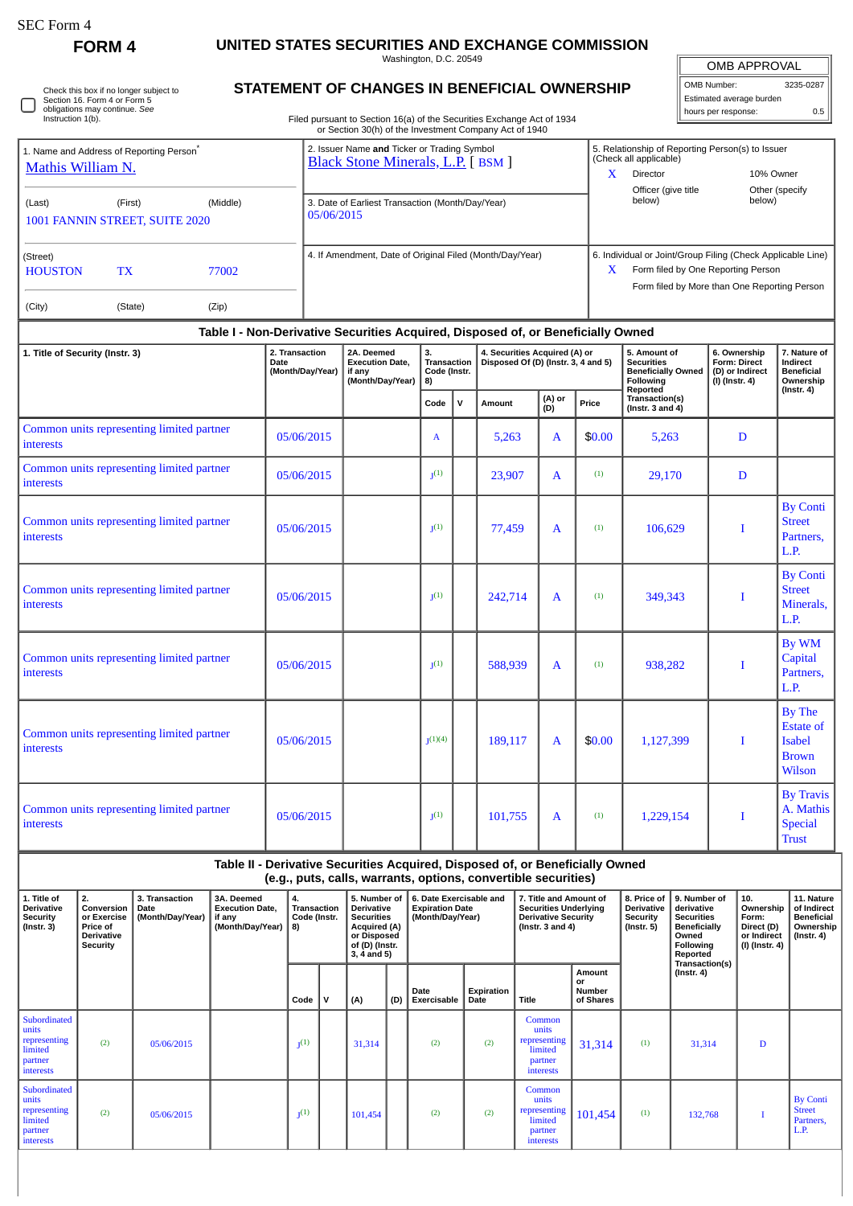SEC Form 4

**FORM 4**

# UNITED STATES SECURITIES AND EXCHANGE COMMISSION

Washington, D.C. 20549

## STATEMENT OF CHANGES IN BENEFICIAL OWNERSHIP

Filed pursuant to Section 16(a) of the Securities Exchange Act of 1934 or Section 30(h) of the Investment Company Act of 1940

| OMB APPROVAL | |
|---|---|
| OMB Number: | 3235-0287 |
| Estimated average burden | |
| hours per response: | 0.5 |

☐ Check this box if no longer subject to Section 16. Form 4 or Form 5 obligations may continue. *See* Instruction 1(b).

1. Name and Address of Reporting Person*
Mathis William N.

(Last) (First) (Middle)
1001 FANNIN STREET, SUITE 2020

(Street)
HOUSTON TX 77002

(City) (State) (Zip)

2. Issuer Name **and** Ticker or Trading Symbol
Black Stone Minerals, L.P. [ BSM ]

3. Date of Earliest Transaction (Month/Day/Year)
05/06/2015

4. If Amendment, Date of Original Filed (Month/Day/Year)

5. Relationship of Reporting Person(s) to Issuer (Check all applicable)
X Director
10% Owner
Officer (give title below)
Other (specify below)

6. Individual or Joint/Group Filing (Check Applicable Line)
X Form filed by One Reporting Person
Form filed by More than One Reporting Person

### Table I - Non-Derivative Securities Acquired, Disposed of, or Beneficially Owned

| 1. Title of Security (Instr. 3) | 2. Transaction Date (Month/Day/Year) | 2A. Deemed Execution Date, if any (Month/Day/Year) | 3. Transaction Code (Instr. 8) | | 4. Securities Acquired (A) or Disposed Of (D) (Instr. 3, 4 and 5) | | | 5. Amount of Securities Beneficially Owned Following Reported Transaction(s) (Instr. 3 and 4) | 6. Ownership Form: Direct (D) or Indirect (I) (Instr. 4) | 7. Nature of Indirect Beneficial Ownership (Instr. 4) |
|---|---|---|---|---|---|---|---|---|---|---|
| | | | Code | V | Amount | (A) or (D) | Price | | | |
| Common units representing limited partner interests | 05/06/2015 | | A | | 5,263 | A | $0.00 | 5,263 | D | |
| Common units representing limited partner interests | 05/06/2015 | | J[(1)] | | 23,907 | A | [(1)] | 29,170 | D | |
| Common units representing limited partner interests | 05/06/2015 | | J[(1)] | | 77,459 | A | [(1)] | 106,629 | I | By Conti Street Partners, L.P. |
| Common units representing limited partner interests | 05/06/2015 | | J[(1)] | | 242,714 | A | [(1)] | 349,343 | I | By Conti Street Minerals, L.P. |
| Common units representing limited partner interests | 05/06/2015 | | J[(1)] | | 588,939 | A | [(1)] | 938,282 | I | By WM Capital Partners, L.P. |
| Common units representing limited partner interests | 05/06/2015 | | J[(1)(4)] | | 189,117 | A | $0.00 | 1,127,399 | I | By The Estate of Isabel Brown Wilson |
| Common units representing limited partner interests | 05/06/2015 | | J[(1)] | | 101,755 | A | [(1)] | 1,229,154 | I | By Travis A. Mathis Special Trust |

### Table II - Derivative Securities Acquired, Disposed of, or Beneficially Owned (e.g., puts, calls, warrants, options, convertible securities)

| 1. Title of Derivative Security (Instr. 3) | 2. Conversion or Exercise Price of Derivative Security | 3. Transaction Date (Month/Day/Year) | 3A. Deemed Execution Date, if any (Month/Day/Year) | 4. Transaction Code (Instr. 8) | | 5. Number of Derivative Securities Acquired (A) or Disposed of (D) (Instr. 3, 4 and 5) | | 6. Date Exercisable and Expiration Date (Month/Day/Year) | | 7. Title and Amount of Securities Underlying Derivative Security (Instr. 3 and 4) | | 8. Price of Derivative Security (Instr. 5) | 9. Number of derivative Securities Beneficially Owned Following Reported Transaction(s) (Instr. 4) | 10. Ownership Form: Direct (D) or Indirect (I) (Instr. 4) | 11. Nature of Indirect Beneficial Ownership (Instr. 4) |
|---|---|---|---|---|---|---|---|---|---|---|---|---|---|---|---|
| | | | | Code | V | (A) | (D) | Date Exercisable | Expiration Date | Title | Amount or Number of Shares | | | | |
| Subordinated units representing limited partner interests | [(2)] | 05/06/2015 | | J[(1)] | | 31,314 | | [(2)] | [(2)] | Common units representing limited partner interests | 31,314 | [(1)] | 31,314 | D | |
| Subordinated units representing limited partner interests | [(2)] | 05/06/2015 | | J[(1)] | | 101,454 | | [(2)] | [(2)] | Common units representing limited partner interests | 101,454 | [(1)] | 132,768 | I | By Conti Street Partners, L.P. |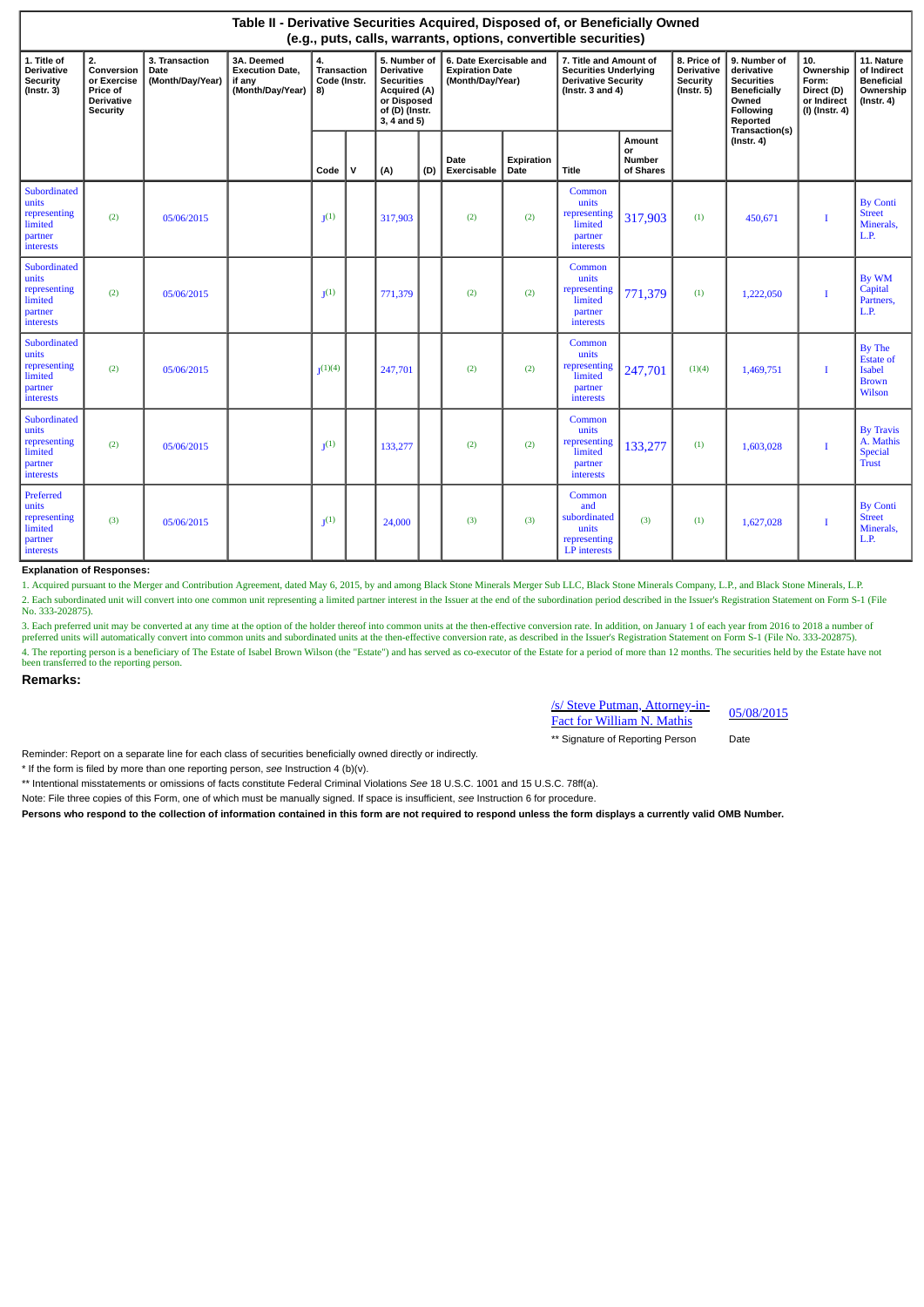# Table II - Derivative Securities Acquired, Disposed of, or Beneficially Owned (e.g., puts, calls, warrants, options, convertible securities)

| 1. Title of Derivative Security (Instr. 3) | 2. Conversion or Exercise Price of Derivative Security | 3. Transaction Date (Month/Day/Year) | 3A. Deemed Execution Date, if any (Month/Day/Year) | 4. Transaction Code (Instr. 8) | | 5. Number of Derivative Securities Acquired (A) or Disposed of (D) (Instr. 3, 4 and 5) | | 6. Date Exercisable and Expiration Date (Month/Day/Year) | | 7. Title and Amount of Securities Underlying Derivative Security (Instr. 3 and 4) | | 8. Price of Derivative Security (Instr. 5) | 9. Number of derivative Securities Beneficially Owned Following Reported Transaction(s) (Instr. 4) | 10. Ownership Form: Direct (D) or Indirect (I) (Instr. 4) | 11. Nature of Indirect Beneficial Ownership (Instr. 4) |
|---|---|---|---|---|---|---|---|---|---|---|---|---|---|---|---|
| | | | | Code | V | (A) | (D) | Date Exercisable | Expiration Date | Title | Amount or Number of Shares | | | | |
| Subordinated units representing limited partner interests | (2) | 05/06/2015 | | J(1) | | 317,903 | | (2) | (2) | Common units representing limited partner interests | 317,903 | (1) | 450,671 | I | By Conti Street Minerals, L.P. |
| Subordinated units representing limited partner interests | (2) | 05/06/2015 | | J(1) | | 771,379 | | (2) | (2) | Common units representing limited partner interests | 771,379 | (1) | 1,222,050 | I | By WM Capital Partners, L.P. |
| Subordinated units representing limited partner interests | (2) | 05/06/2015 | | J(1)(4) | | 247,701 | | (2) | (2) | Common units representing limited partner interests | 247,701 | (1)(4) | 1,469,751 | I | By The Estate of Isabel Brown Wilson |
| Subordinated units representing limited partner interests | (2) | 05/06/2015 | | J(1) | | 133,277 | | (2) | (2) | Common units representing limited partner interests | 133,277 | (1) | 1,603,028 | I | By Travis A. Mathis Special Trust |
| Preferred units representing limited partner interests | (3) | 05/06/2015 | | J(1) | | 24,000 | | (3) | (3) | Common and subordinated units representing LP interests | (3) | (1) | 1,627,028 | I | By Conti Street Minerals, L.P. |

**Explanation of Responses:**

1. Acquired pursuant to the Merger and Contribution Agreement, dated May 6, 2015, by and among Black Stone Minerals Merger Sub LLC, Black Stone Minerals Company, L.P., and Black Stone Minerals, L.P.

2. Each subordinated unit will convert into one common unit representing a limited partner interest in the Issuer at the end of the subordination period described in the Issuer's Registration Statement on Form S-1 (File No. 333-202875).

3. Each preferred unit may be converted at any time at the option of the holder thereof into common units at the then-effective conversion rate. In addition, on January 1 of each year from 2016 to 2018 a number of preferred units will automatically convert into common units and subordinated units at the then-effective conversion rate, as described in the Issuer's Registration Statement on Form S-1 (File No. 333-202875).

4. The reporting person is a beneficiary of The Estate of Isabel Brown Wilson (the "Estate") and has served as co-executor of the Estate for a period of more than 12 months. The securities held by the Estate have not been transferred to the reporting person.

**Remarks:**

/s/ Steve Putman, Attorney-in-Fact for William N. Mathis — 05/08/2015

** Signature of Reporting Person — Date

Reminder: Report on a separate line for each class of securities beneficially owned directly or indirectly.

* If the form is filed by more than one reporting person, *see* Instruction 4 (b)(v).

** Intentional misstatements or omissions of facts constitute Federal Criminal Violations *See* 18 U.S.C. 1001 and 15 U.S.C. 78ff(a).

Note: File three copies of this Form, one of which must be manually signed. If space is insufficient, *see* Instruction 6 for procedure.

**Persons who respond to the collection of information contained in this form are not required to respond unless the form displays a currently valid OMB Number.**